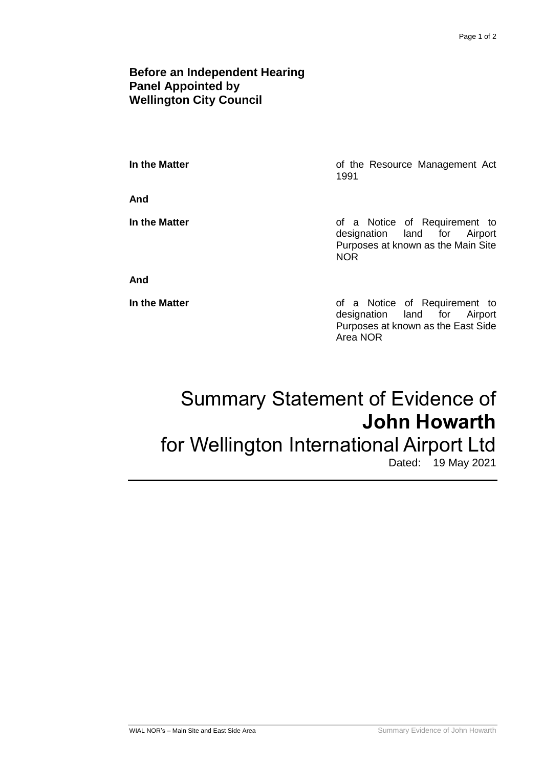**Before an Independent Hearing Panel Appointed by Wellington City Council**

| | |
|---|---|
| **In the Matter** | of the Resource Management Act 1991 |
| **And** | |
| **In the Matter** | of a Notice of Requirement to designation land for Airport Purposes at known as the Main Site NOR |
| **And** | |
| **In the Matter** | of a Notice of Requirement to designation land for Airport Purposes at known as the East Side Area NOR |

# Summary Statement of Evidence of **John Howarth** for Wellington International Airport Ltd

Dated: 19 May 2021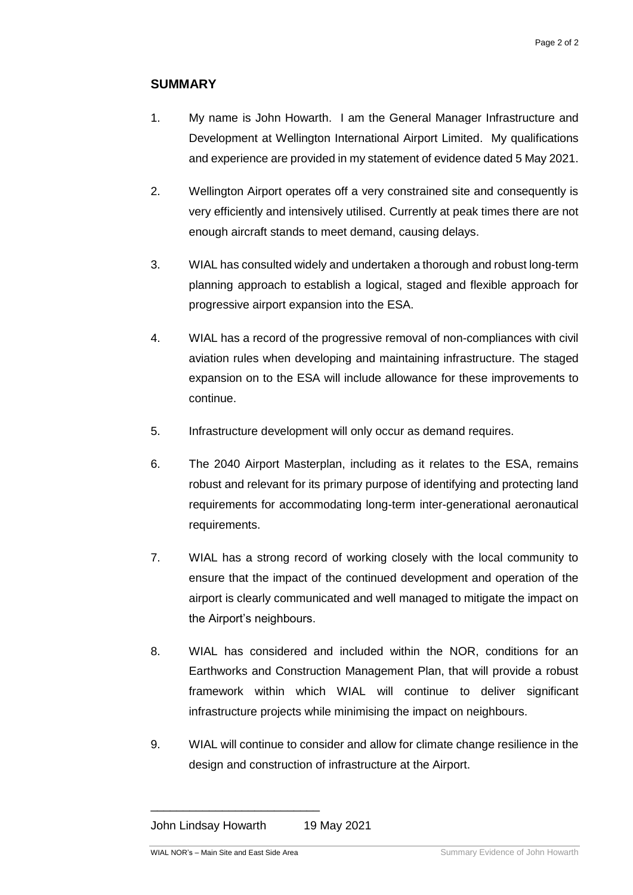## SUMMARY

1. My name is John Howarth. I am the General Manager Infrastructure and Development at Wellington International Airport Limited. My qualifications and experience are provided in my statement of evidence dated 5 May 2021.

2. Wellington Airport operates off a very constrained site and consequently is very efficiently and intensively utilised. Currently at peak times there are not enough aircraft stands to meet demand, causing delays.

3. WIAL has consulted widely and undertaken a thorough and robust long-term planning approach to establish a logical, staged and flexible approach for progressive airport expansion into the ESA.

4. WIAL has a record of the progressive removal of non-compliances with civil aviation rules when developing and maintaining infrastructure. The staged expansion on to the ESA will include allowance for these improvements to continue.

5. Infrastructure development will only occur as demand requires.

6. The 2040 Airport Masterplan, including as it relates to the ESA, remains robust and relevant for its primary purpose of identifying and protecting land requirements for accommodating long-term inter-generational aeronautical requirements.

7. WIAL has a strong record of working closely with the local community to ensure that the impact of the continued development and operation of the airport is clearly communicated and well managed to mitigate the impact on the Airport's neighbours.

8. WIAL has considered and included within the NOR, conditions for an Earthworks and Construction Management Plan, that will provide a robust framework within which WIAL will continue to deliver significant infrastructure projects while minimising the impact on neighbours.

9. WIAL will continue to consider and allow for climate change resilience in the design and construction of infrastructure at the Airport.

\_\_\_\_\_\_\_\_\_\_\_\_\_\_\_\_\_\_\_\_\_\_\_\_\_\_

John Lindsay Howarth 19 May 2021